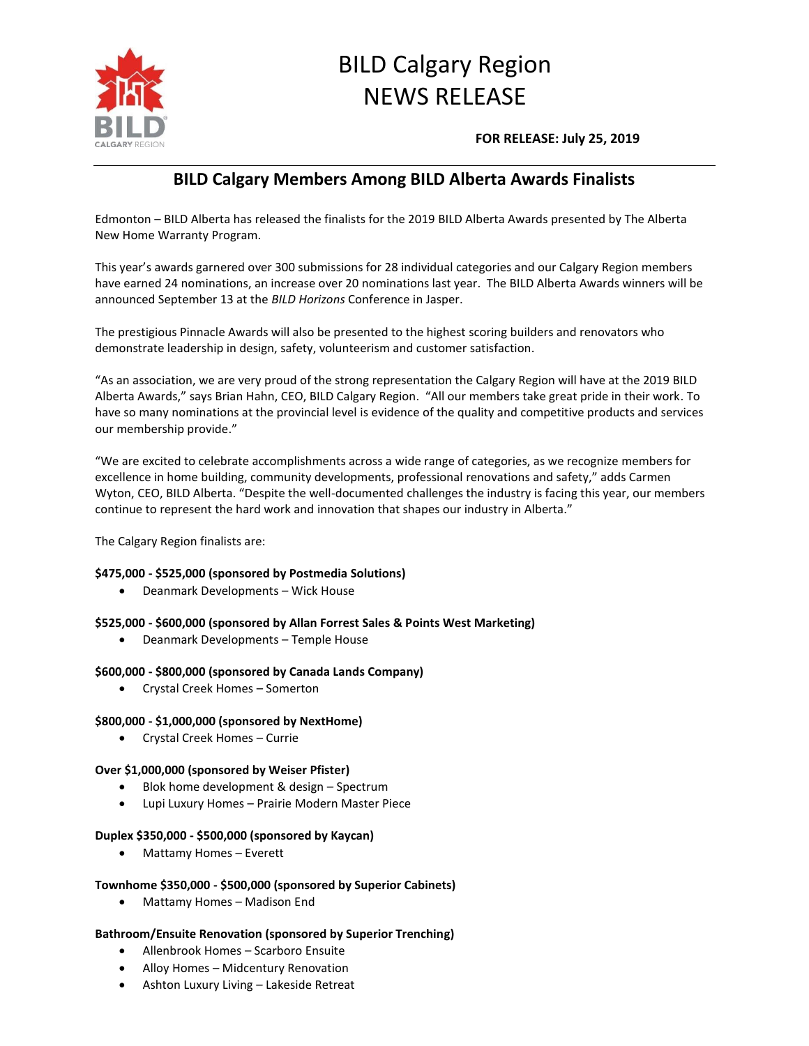# BILD Calgary Region
# NEWS RELEASE

**FOR RELEASE: July 25, 2019**

## BILD Calgary Members Among BILD Alberta Awards Finalists

Edmonton – BILD Alberta has released the finalists for the 2019 BILD Alberta Awards presented by The Alberta New Home Warranty Program.

This year's awards garnered over 300 submissions for 28 individual categories and our Calgary Region members have earned 24 nominations, an increase over 20 nominations last year. The BILD Alberta Awards winners will be announced September 13 at the *BILD Horizons* Conference in Jasper.

The prestigious Pinnacle Awards will also be presented to the highest scoring builders and renovators who demonstrate leadership in design, safety, volunteerism and customer satisfaction.

"As an association, we are very proud of the strong representation the Calgary Region will have at the 2019 BILD Alberta Awards," says Brian Hahn, CEO, BILD Calgary Region. "All our members take great pride in their work. To have so many nominations at the provincial level is evidence of the quality and competitive products and services our membership provide."

"We are excited to celebrate accomplishments across a wide range of categories, as we recognize members for excellence in home building, community developments, professional renovations and safety," adds Carmen Wyton, CEO, BILD Alberta. "Despite the well-documented challenges the industry is facing this year, our members continue to represent the hard work and innovation that shapes our industry in Alberta."

The Calgary Region finalists are:

**$475,000 - $525,000 (sponsored by Postmedia Solutions)**

- Deanmark Developments – Wick House

**$525,000 - $600,000 (sponsored by Allan Forrest Sales & Points West Marketing)**

- Deanmark Developments – Temple House

**$600,000 - $800,000 (sponsored by Canada Lands Company)**

- Crystal Creek Homes – Somerton

**$800,000 - $1,000,000 (sponsored by NextHome)**

- Crystal Creek Homes – Currie

**Over $1,000,000 (sponsored by Weiser Pfister)**

- Blok home development & design – Spectrum
- Lupi Luxury Homes – Prairie Modern Master Piece

**Duplex $350,000 - $500,000 (sponsored by Kaycan)**

- Mattamy Homes – Everett

**Townhome $350,000 - $500,000 (sponsored by Superior Cabinets)**

- Mattamy Homes – Madison End

**Bathroom/Ensuite Renovation (sponsored by Superior Trenching)**

- Allenbrook Homes – Scarboro Ensuite
- Alloy Homes – Midcentury Renovation
- Ashton Luxury Living – Lakeside Retreat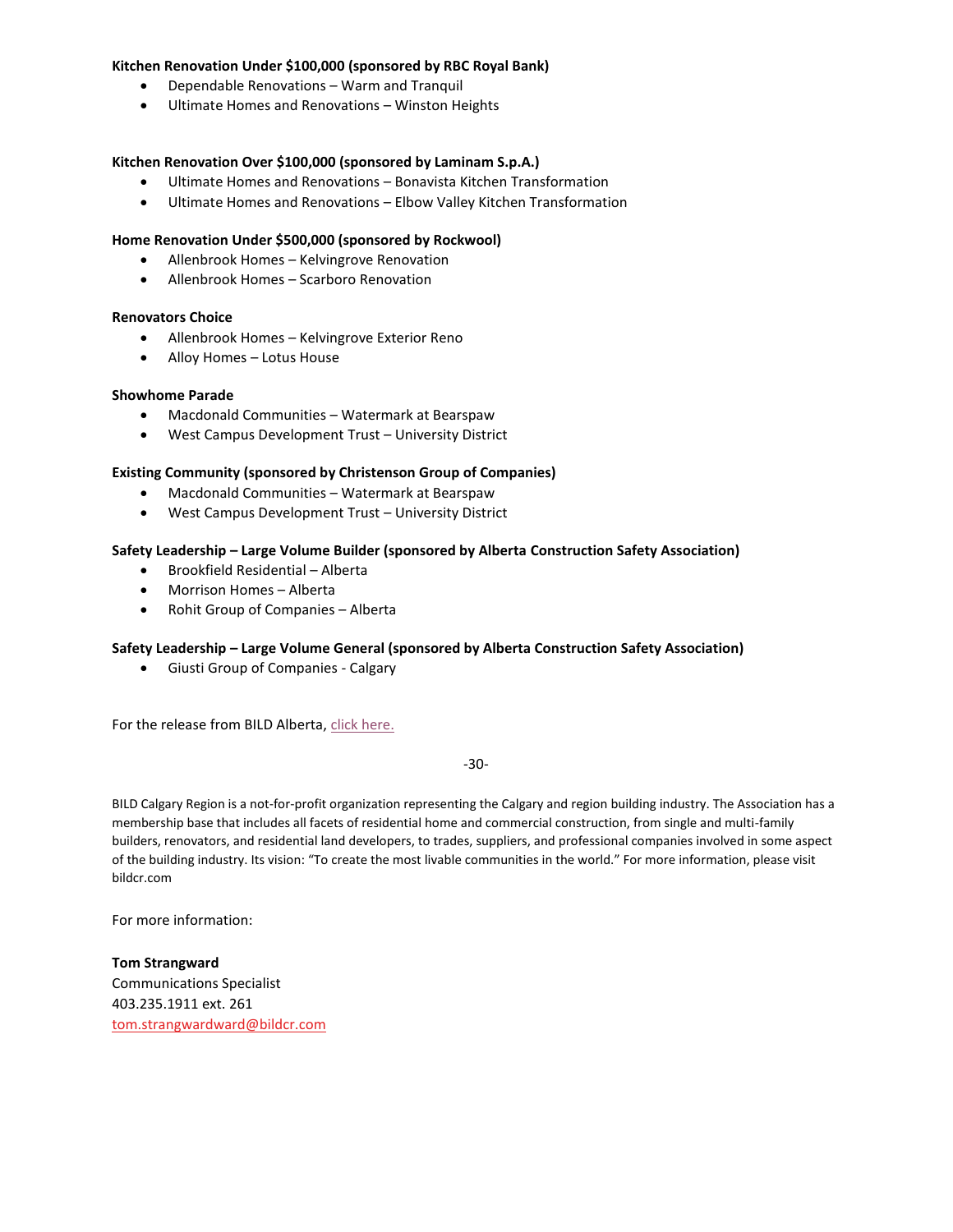**Kitchen Renovation Under $100,000 (sponsored by RBC Royal Bank)**

- Dependable Renovations – Warm and Tranquil
- Ultimate Homes and Renovations – Winston Heights

**Kitchen Renovation Over $100,000 (sponsored by Laminam S.p.A.)**

- Ultimate Homes and Renovations – Bonavista Kitchen Transformation
- Ultimate Homes and Renovations – Elbow Valley Kitchen Transformation

**Home Renovation Under $500,000 (sponsored by Rockwool)**

- Allenbrook Homes – Kelvingrove Renovation
- Allenbrook Homes – Scarboro Renovation

**Renovators Choice**

- Allenbrook Homes – Kelvingrove Exterior Reno
- Alloy Homes – Lotus House

**Showhome Parade**

- Macdonald Communities – Watermark at Bearspaw
- West Campus Development Trust – University District

**Existing Community (sponsored by Christenson Group of Companies)**

- Macdonald Communities – Watermark at Bearspaw
- West Campus Development Trust – University District

**Safety Leadership – Large Volume Builder (sponsored by Alberta Construction Safety Association)**

- Brookfield Residential – Alberta
- Morrison Homes – Alberta
- Rohit Group of Companies – Alberta

**Safety Leadership – Large Volume General (sponsored by Alberta Construction Safety Association)**

- Giusti Group of Companies - Calgary

For the release from BILD Alberta, click here.

-30-

BILD Calgary Region is a not-for-profit organization representing the Calgary and region building industry. The Association has a membership base that includes all facets of residential home and commercial construction, from single and multi-family builders, renovators, and residential land developers, to trades, suppliers, and professional companies involved in some aspect of the building industry. Its vision: "To create the most livable communities in the world." For more information, please visit bildcr.com

For more information:

**Tom Strangward**
Communications Specialist
403.235.1911 ext. 261
tom.strangwardward@bildcr.com